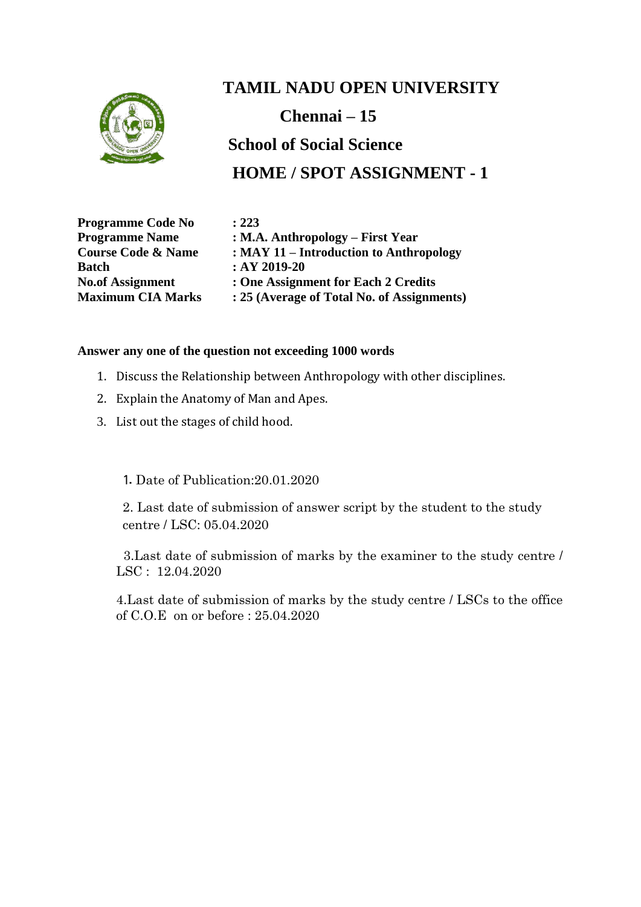# TAMIL NADU OPEN UNIVERSITY

## Chennai – 15

## School of Social Science

## HOME / SPOT ASSIGNMENT - 1

**Programme Code No** : **223**
**Programme Name** : **M.A. Anthropology – First Year**
**Course Code & Name** : **MAY 11 – Introduction to Anthropology**
**Batch** : **AY 2019-20**
**No.of Assignment** : **One Assignment for Each 2 Credits**
**Maximum CIA Marks** : **25 (Average of Total No. of Assignments)**

**Answer any one of the question not exceeding 1000 words**

1. Discuss the Relationship between Anthropology with other disciplines.
2. Explain the Anatomy of Man and Apes.
3. List out the stages of child hood.

1. Date of Publication:20.01.2020

2. Last date of submission of answer script by the student to the study centre / LSC: 05.04.2020

3.Last date of submission of marks by the examiner to the study centre / LSC : 12.04.2020

4.Last date of submission of marks by the study centre / LSCs to the office of C.O.E on or before : 25.04.2020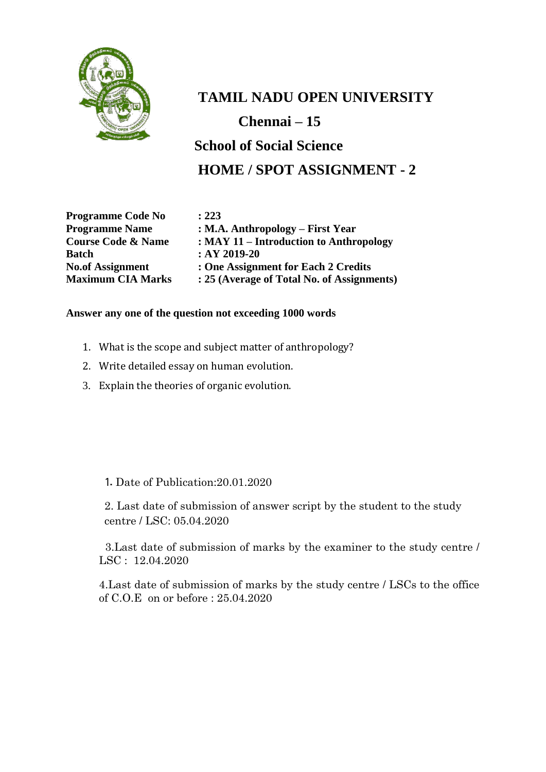# TAMIL NADU OPEN UNIVERSITY

## Chennai – 15

## School of Social Science

## HOME / SPOT ASSIGNMENT - 2

| | |
|---|---|
| **Programme Code No** | **: 223** |
| **Programme Name** | **: M.A. Anthropology – First Year** |
| **Course Code & Name** | **: MAY 11 – Introduction to Anthropology** |
| **Batch** | **: AY 2019-20** |
| **No.of Assignment** | **: One Assignment for Each 2 Credits** |
| **Maximum CIA Marks** | **: 25 (Average of Total No. of Assignments)** |

**Answer any one of the question not exceeding 1000 words**

1. What is the scope and subject matter of anthropology?
2. Write detailed essay on human evolution.
3. Explain the theories of organic evolution.

1. Date of Publication:20.01.2020

2. Last date of submission of answer script by the student to the study centre / LSC: 05.04.2020

3. Last date of submission of marks by the examiner to the study centre / LSC : 12.04.2020

4. Last date of submission of marks by the study centre / LSCs to the office of C.O.E on or before : 25.04.2020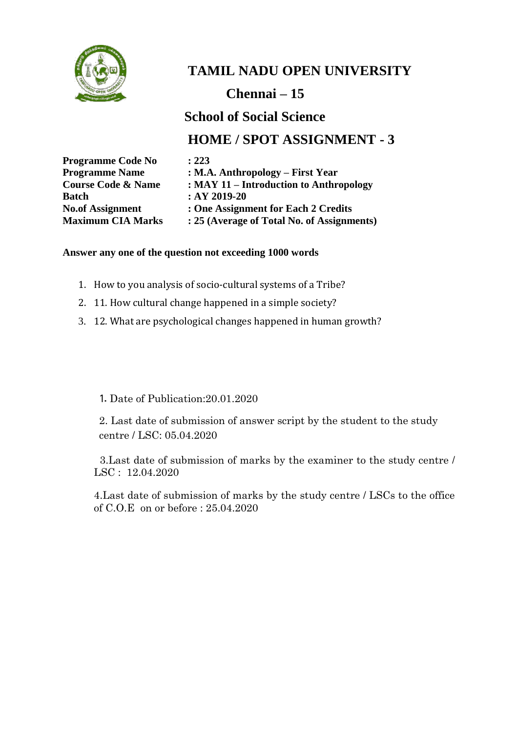# TAMIL NADU OPEN UNIVERSITY

## Chennai – 15

## School of Social Science

## HOME / SPOT ASSIGNMENT - 3

| | |
|---|---|
| **Programme Code No** | **: 223** |
| **Programme Name** | **: M.A. Anthropology – First Year** |
| **Course Code & Name** | **: MAY 11 – Introduction to Anthropology** |
| **Batch** | **: AY 2019-20** |
| **No.of Assignment** | **: One Assignment for Each 2 Credits** |
| **Maximum CIA Marks** | **: 25 (Average of Total No. of Assignments)** |

**Answer any one of the question not exceeding 1000 words**

1. How to you analysis of socio-cultural systems of a Tribe?
2. 11. How cultural change happened in a simple society?
3. 12. What are psychological changes happened in human growth?

1. Date of Publication:20.01.2020

2. Last date of submission of answer script by the student to the study centre / LSC: 05.04.2020

3.Last date of submission of marks by the examiner to the study centre / LSC : 12.04.2020

4.Last date of submission of marks by the study centre / LSCs to the office of C.O.E on or before : 25.04.2020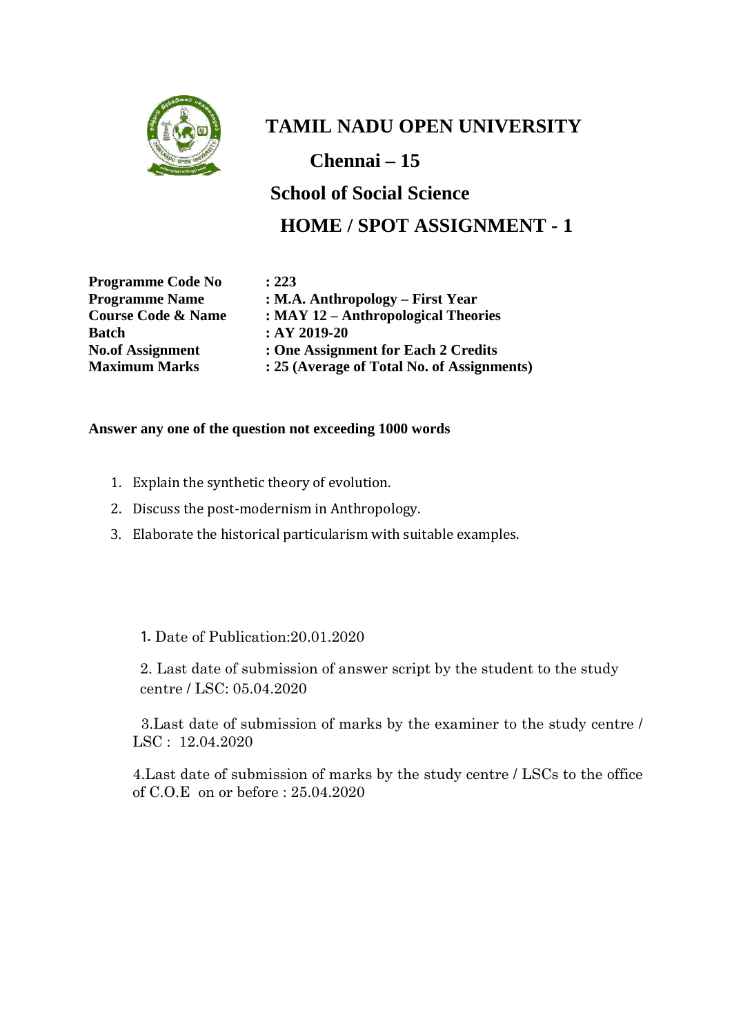# TAMIL NADU OPEN UNIVERSITY

## Chennai – 15

## School of Social Science

## HOME / SPOT ASSIGNMENT - 1

| | |
|---|---|
| **Programme Code No** | **: 223** |
| **Programme Name** | **: M.A. Anthropology – First Year** |
| **Course Code & Name** | **: MAY 12 – Anthropological Theories** |
| **Batch** | **: AY 2019-20** |
| **No.of Assignment** | **: One Assignment for Each 2 Credits** |
| **Maximum Marks** | **: 25 (Average of Total No. of Assignments)** |

**Answer any one of the question not exceeding 1000 words**

1. Explain the synthetic theory of evolution.
2. Discuss the post-modernism in Anthropology.
3. Elaborate the historical particularism with suitable examples.

1. Date of Publication:20.01.2020

2. Last date of submission of answer script by the student to the study centre / LSC: 05.04.2020

3.Last date of submission of marks by the examiner to the study centre / LSC : 12.04.2020

4.Last date of submission of marks by the study centre / LSCs to the office of C.O.E on or before : 25.04.2020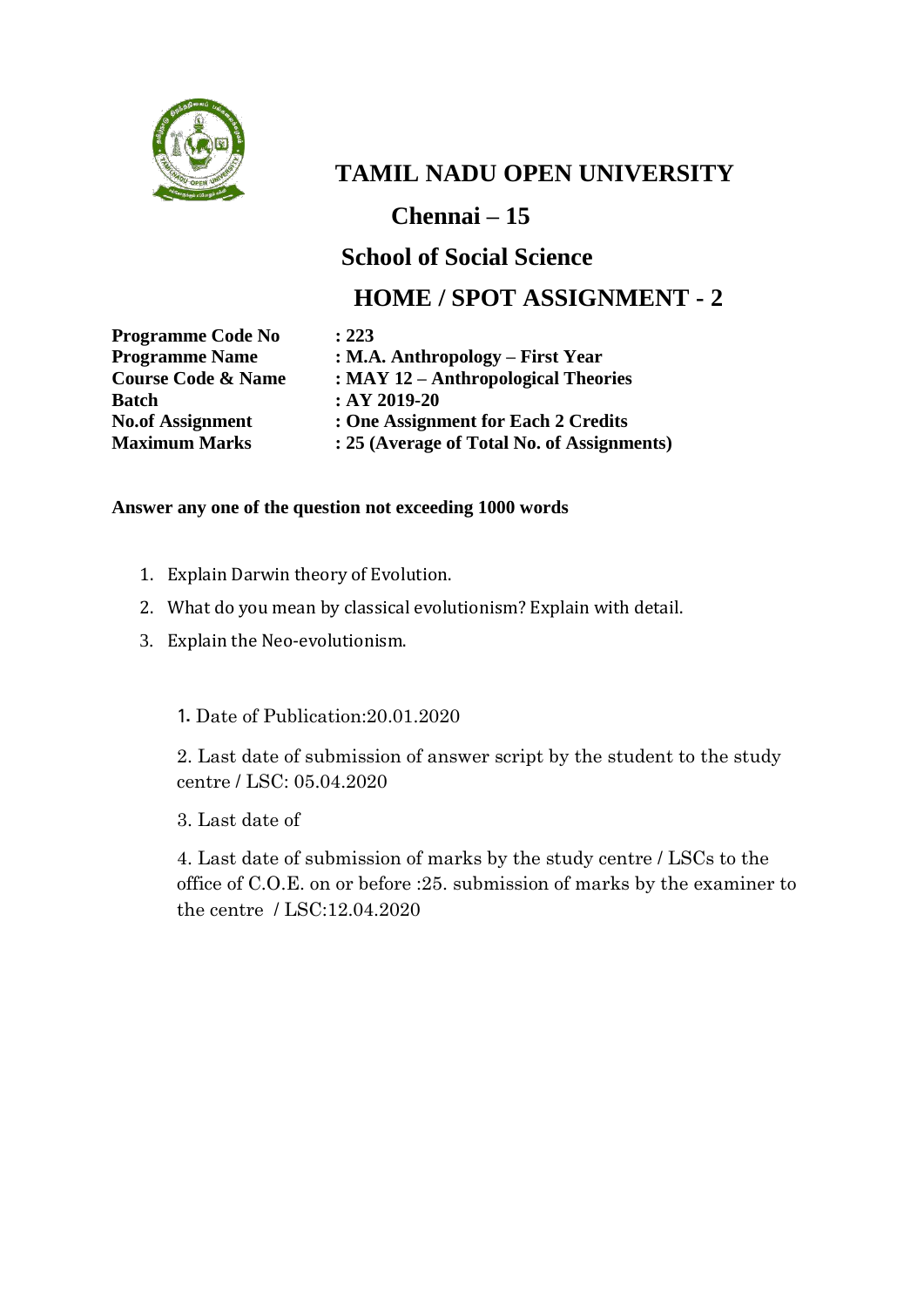# TAMIL NADU OPEN UNIVERSITY

## Chennai – 15

## School of Social Science

## HOME / SPOT ASSIGNMENT - 2

| | |
|---|---|
| **Programme Code No** | **: 223** |
| **Programme Name** | **: M.A. Anthropology – First Year** |
| **Course Code & Name** | **: MAY 12 – Anthropological Theories** |
| **Batch** | **: AY 2019-20** |
| **No.of Assignment** | **: One Assignment for Each 2 Credits** |
| **Maximum Marks** | **: 25 (Average of Total No. of Assignments)** |

**Answer any one of the question not exceeding 1000 words**

1. Explain Darwin theory of Evolution.
2. What do you mean by classical evolutionism? Explain with detail.
3. Explain the Neo-evolutionism.

1. Date of Publication:20.01.2020

2. Last date of submission of answer script by the student to the study centre / LSC: 05.04.2020

3. Last date of

4. Last date of submission of marks by the study centre / LSCs to the office of C.O.E. on or before :25. submission of marks by the examiner to the centre / LSC:12.04.2020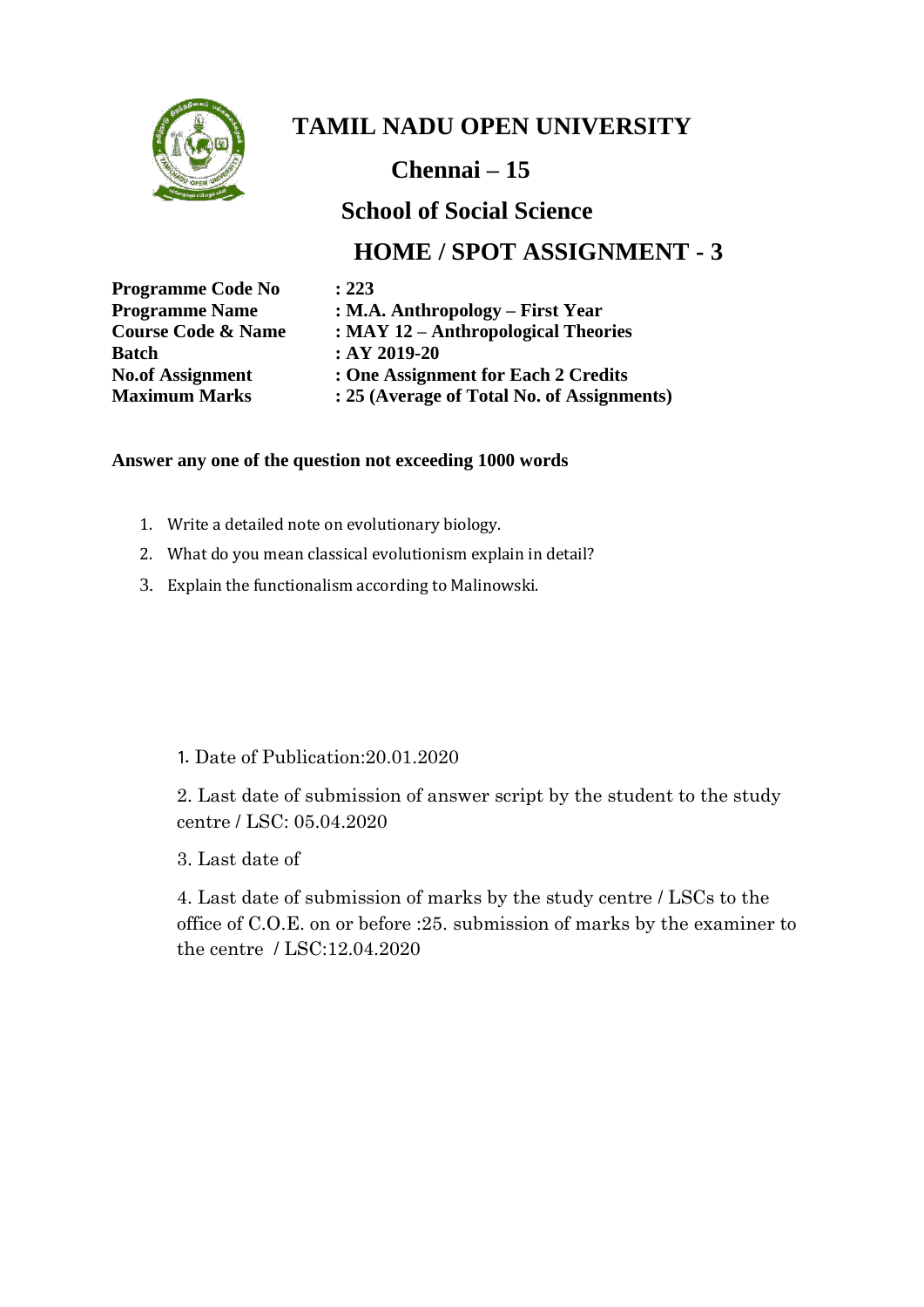# TAMIL NADU OPEN UNIVERSITY

## Chennai – 15

## School of Social Science

## HOME / SPOT ASSIGNMENT - 3

| | |
|---|---|
| **Programme Code No** | **: 223** |
| **Programme Name** | **: M.A. Anthropology – First Year** |
| **Course Code & Name** | **: MAY 12 – Anthropological Theories** |
| **Batch** | **: AY 2019-20** |
| **No.of Assignment** | **: One Assignment for Each 2 Credits** |
| **Maximum Marks** | **: 25 (Average of Total No. of Assignments)** |

**Answer any one of the question not exceeding 1000 words**

1. Write a detailed note on evolutionary biology.
2. What do you mean classical evolutionism explain in detail?
3. Explain the functionalism according to Malinowski.

1. Date of Publication:20.01.2020

2. Last date of submission of answer script by the student to the study centre / LSC: 05.04.2020

3. Last date of

4. Last date of submission of marks by the study centre / LSCs to the office of C.O.E. on or before :25. submission of marks by the examiner to the centre / LSC:12.04.2020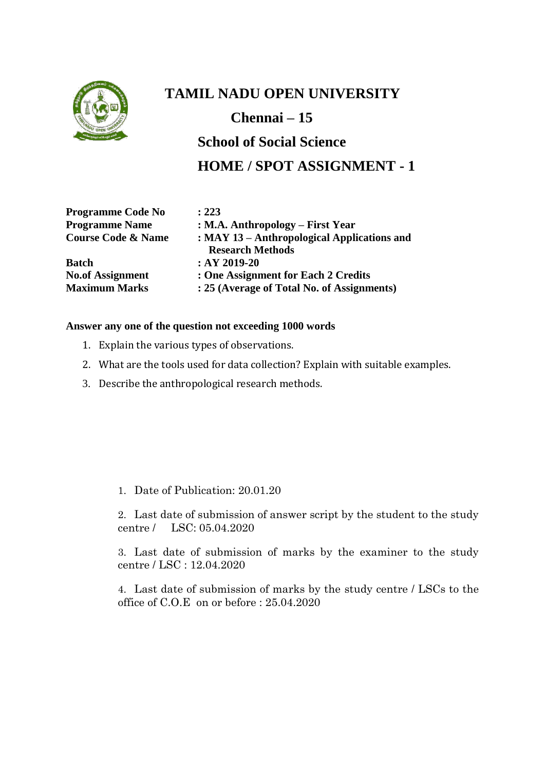# TAMIL NADU OPEN UNIVERSITY

## Chennai – 15

## School of Social Science

## HOME / SPOT ASSIGNMENT - 1

| | |
|---|---|
| **Programme Code No** | **: 223** |
| **Programme Name** | **: M.A. Anthropology – First Year** |
| **Course Code & Name** | **: MAY 13 – Anthropological Applications and Research Methods** |
| **Batch** | **: AY 2019-20** |
| **No.of Assignment** | **: One Assignment for Each 2 Credits** |
| **Maximum Marks** | **: 25 (Average of Total No. of Assignments)** |

**Answer any one of the question not exceeding 1000 words**

1. Explain the various types of observations.
2. What are the tools used for data collection? Explain with suitable examples.
3. Describe the anthropological research methods.

1. Date of Publication: 20.01.20
2. Last date of submission of answer script by the student to the study centre / LSC: 05.04.2020
3. Last date of submission of marks by the examiner to the study centre / LSC : 12.04.2020
4. Last date of submission of marks by the study centre / LSCs to the office of C.O.E on or before : 25.04.2020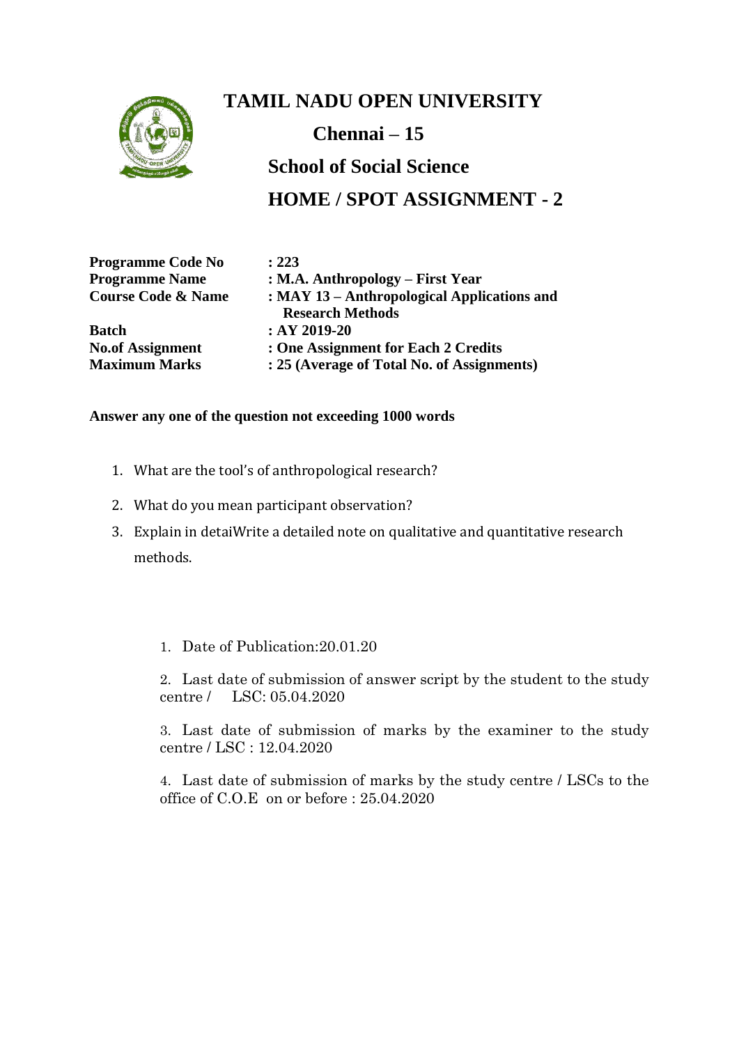# TAMIL NADU OPEN UNIVERSITY

## Chennai – 15

## School of Social Science

## HOME / SPOT ASSIGNMENT - 2

| | |
|---|---|
| **Programme Code No** | **: 223** |
| **Programme Name** | **: M.A. Anthropology – First Year** |
| **Course Code & Name** | **: MAY 13 – Anthropological Applications and Research Methods** |
| **Batch** | **: AY 2019-20** |
| **No.of Assignment** | **: One Assignment for Each 2 Credits** |
| **Maximum Marks** | **: 25 (Average of Total No. of Assignments)** |

**Answer any one of the question not exceeding 1000 words**

1. What are the tool's of anthropological research?
2. What do you mean participant observation?
3. Explain in detaiWrite a detailed note on qualitative and quantitative research methods.

1. Date of Publication:20.01.20
2. Last date of submission of answer script by the student to the study centre / LSC: 05.04.2020
3. Last date of submission of marks by the examiner to the study centre / LSC : 12.04.2020
4. Last date of submission of marks by the study centre / LSCs to the office of C.O.E on or before : 25.04.2020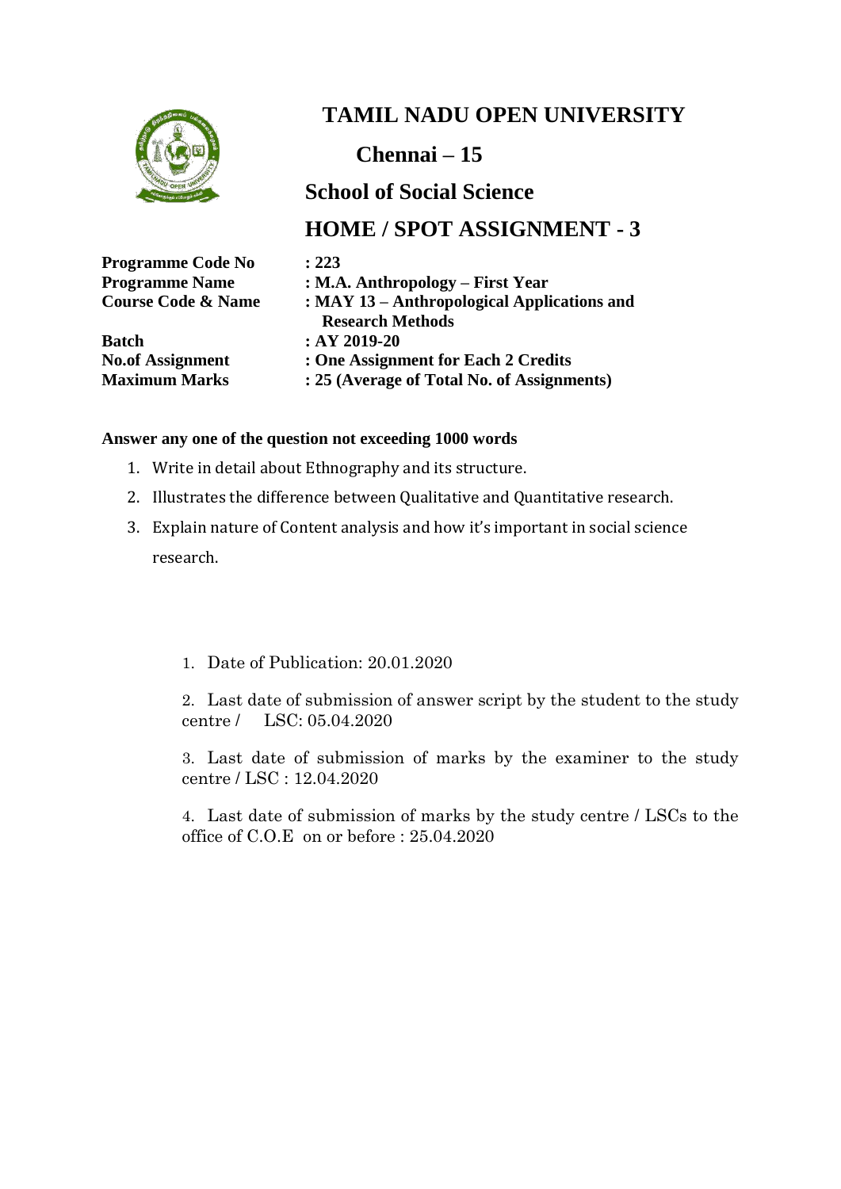# TAMIL NADU OPEN UNIVERSITY

## Chennai – 15

## School of Social Science

## HOME / SPOT ASSIGNMENT - 3

| | |
|---|---|
| **Programme Code No** | **: 223** |
| **Programme Name** | **: M.A. Anthropology – First Year** |
| **Course Code & Name** | **: MAY 13 – Anthropological Applications and Research Methods** |
| **Batch** | **: AY 2019-20** |
| **No.of Assignment** | **: One Assignment for Each 2 Credits** |
| **Maximum Marks** | **: 25 (Average of Total No. of Assignments)** |

**Answer any one of the question not exceeding 1000 words**

1. Write in detail about Ethnography and its structure.
2. Illustrates the difference between Qualitative and Quantitative research.
3. Explain nature of Content analysis and how it's important in social science research.

1. Date of Publication: 20.01.2020
2. Last date of submission of answer script by the student to the study centre / LSC: 05.04.2020
3. Last date of submission of marks by the examiner to the study centre / LSC : 12.04.2020
4. Last date of submission of marks by the study centre / LSCs to the office of C.O.E on or before : 25.04.2020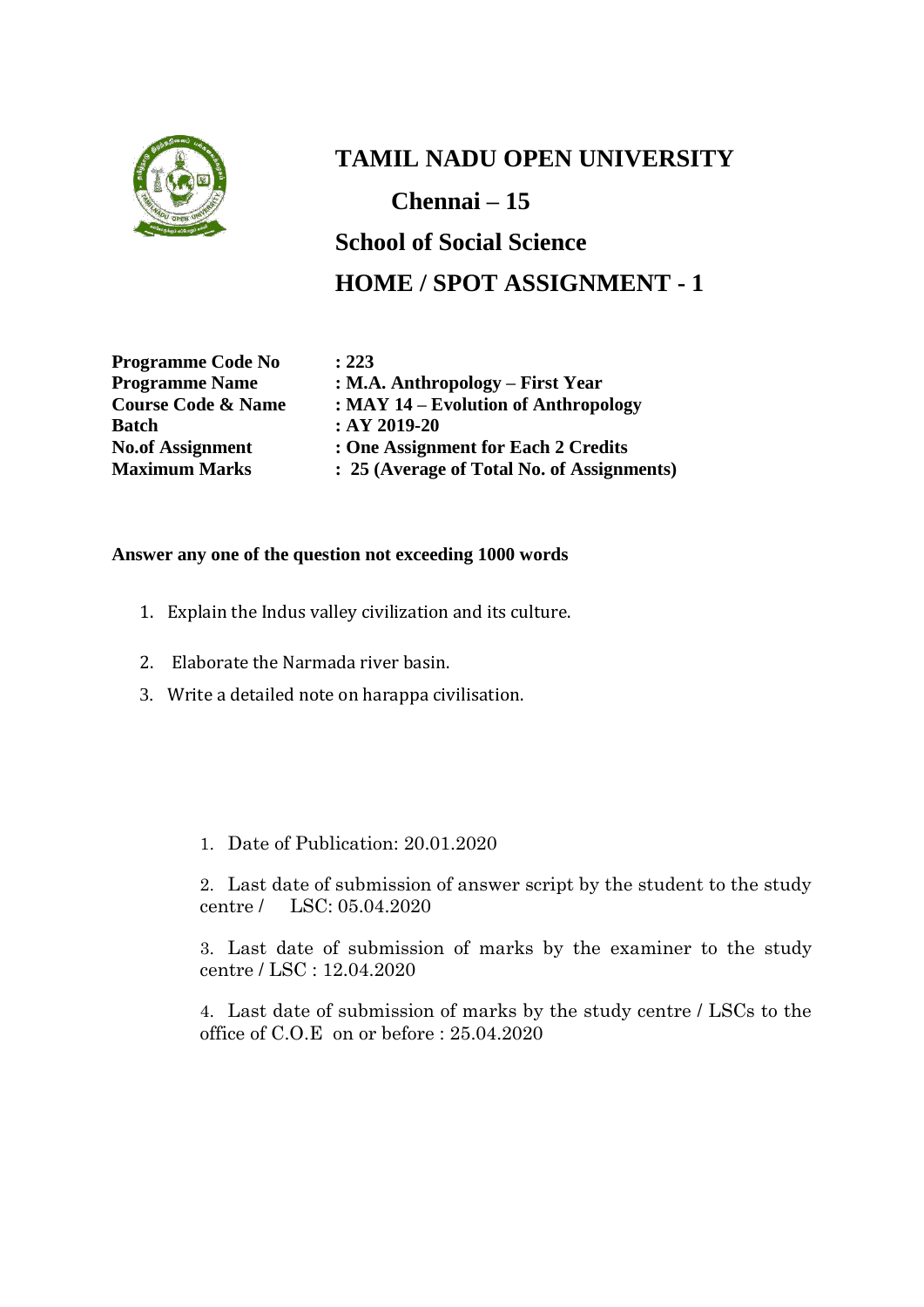# TAMIL NADU OPEN UNIVERSITY

## Chennai – 15

## School of Social Science

## HOME / SPOT ASSIGNMENT - 1

| | |
|---|---|
| **Programme Code No** | **: 223** |
| **Programme Name** | **: M.A. Anthropology – First Year** |
| **Course Code & Name** | **: MAY 14 – Evolution of Anthropology** |
| **Batch** | **: AY 2019-20** |
| **No.of Assignment** | **: One Assignment for Each 2 Credits** |
| **Maximum Marks** | **: 25 (Average of Total No. of Assignments)** |

**Answer any one of the question not exceeding 1000 words**

1. Explain the Indus valley civilization and its culture.
2. Elaborate the Narmada river basin.
3. Write a detailed note on harappa civilisation.

1. Date of Publication: 20.01.2020
2. Last date of submission of answer script by the student to the study centre / LSC: 05.04.2020
3. Last date of submission of marks by the examiner to the study centre / LSC : 12.04.2020
4. Last date of submission of marks by the study centre / LSCs to the office of C.O.E on or before : 25.04.2020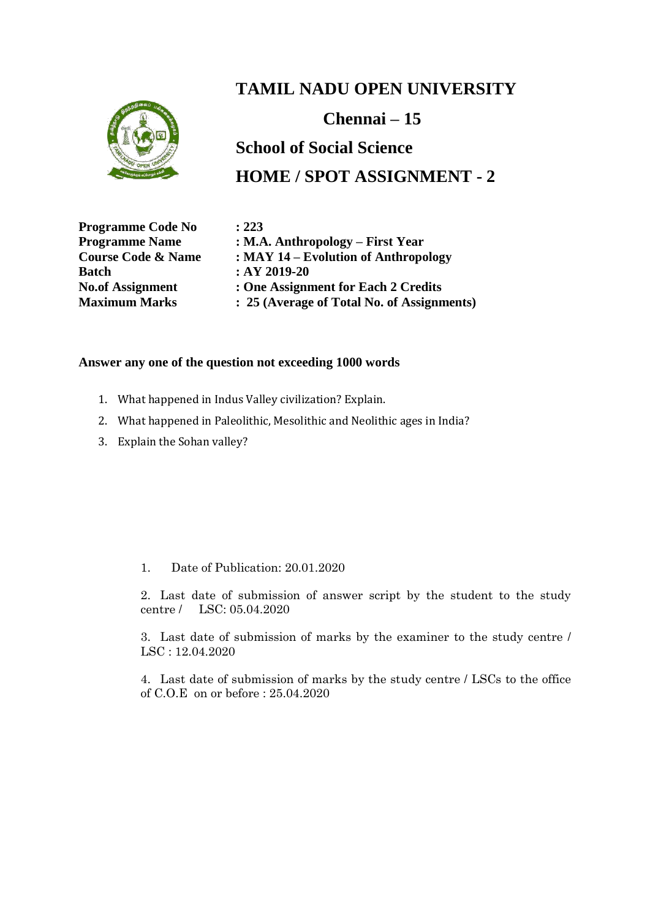# TAMIL NADU OPEN UNIVERSITY

## Chennai – 15

## School of Social Science

## HOME / SPOT ASSIGNMENT - 2

**Programme Code No** : **223**
**Programme Name** : **M.A. Anthropology – First Year**
**Course Code & Name** : **MAY 14 – Evolution of Anthropology**
**Batch** : **AY 2019-20**
**No.of Assignment** : **One Assignment for Each 2 Credits**
**Maximum Marks** : **25 (Average of Total No. of Assignments)**

**Answer any one of the question not exceeding 1000 words**

1. What happened in Indus Valley civilization? Explain.
2. What happened in Paleolithic, Mesolithic and Neolithic ages in India?
3. Explain the Sohan valley?

1. Date of Publication: 20.01.2020

2. Last date of submission of answer script by the student to the study centre / LSC: 05.04.2020

3. Last date of submission of marks by the examiner to the study centre / LSC : 12.04.2020

4. Last date of submission of marks by the study centre / LSCs to the office of C.O.E on or before : 25.04.2020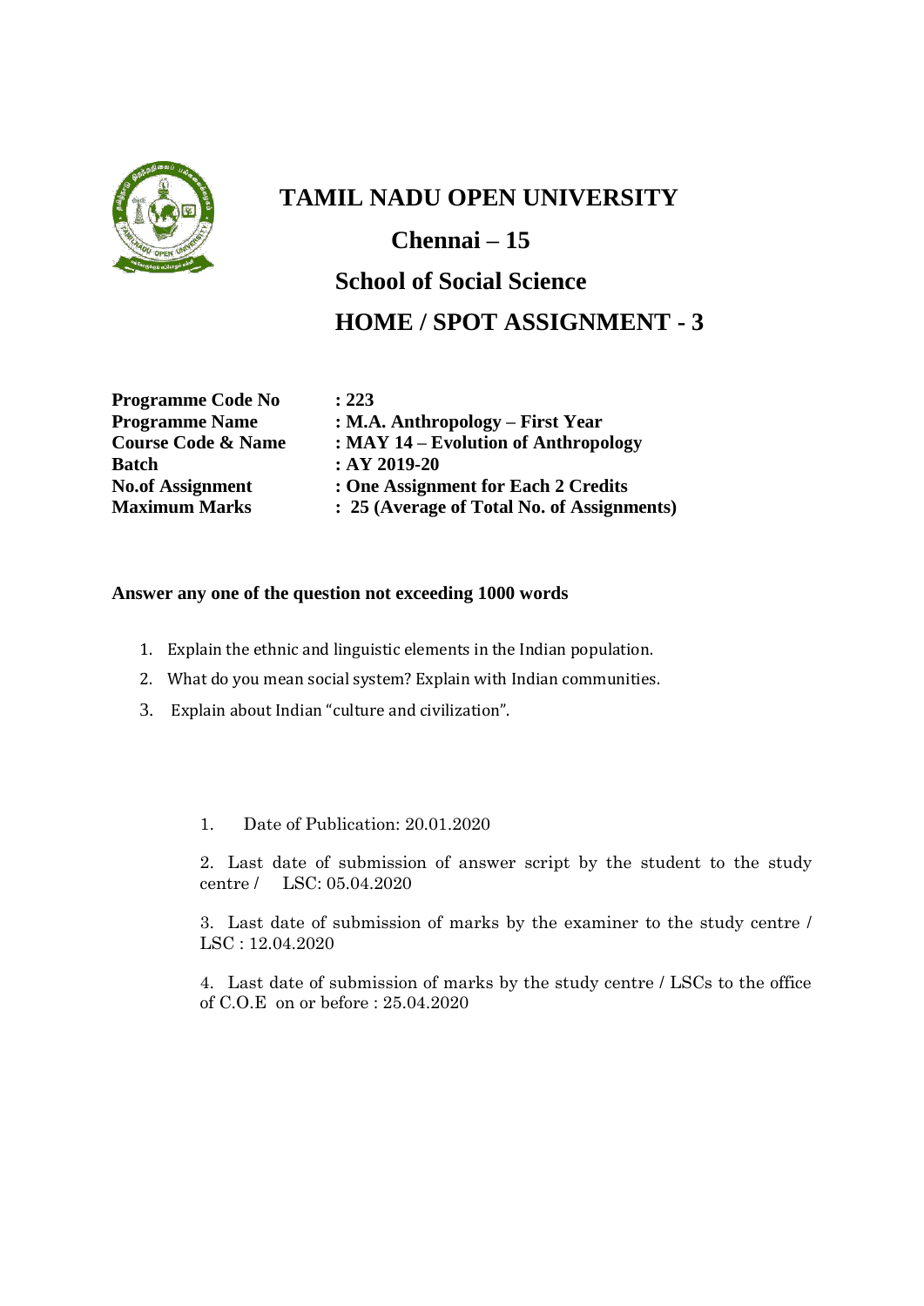# TAMIL NADU OPEN UNIVERSITY

## Chennai – 15

## School of Social Science

## HOME / SPOT ASSIGNMENT - 3

| | |
|---|---|
| **Programme Code No** | **: 223** |
| **Programme Name** | **: M.A. Anthropology – First Year** |
| **Course Code & Name** | **: MAY 14 – Evolution of Anthropology** |
| **Batch** | **: AY 2019-20** |
| **No.of Assignment** | **: One Assignment for Each 2 Credits** |
| **Maximum Marks** | **: 25 (Average of Total No. of Assignments)** |

**Answer any one of the question not exceeding 1000 words**

1. Explain the ethnic and linguistic elements in the Indian population.
2. What do you mean social system? Explain with Indian communities.
3. Explain about Indian "culture and civilization".

1. Date of Publication: 20.01.2020
2. Last date of submission of answer script by the student to the study centre / LSC: 05.04.2020
3. Last date of submission of marks by the examiner to the study centre / LSC : 12.04.2020
4. Last date of submission of marks by the study centre / LSCs to the office of C.O.E on or before : 25.04.2020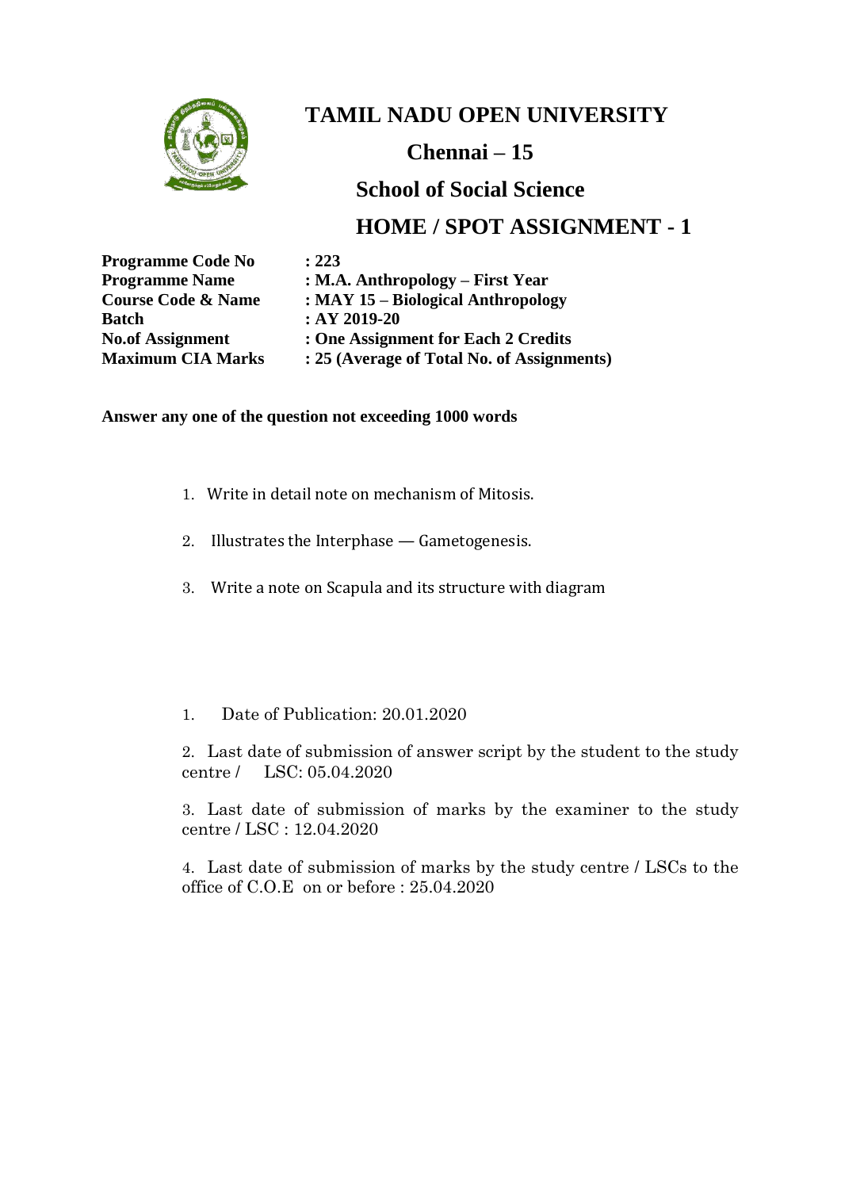# TAMIL NADU OPEN UNIVERSITY

## Chennai – 15

## School of Social Science

## HOME / SPOT ASSIGNMENT - 1

| | |
|---|---|
| **Programme Code No** | **: 223** |
| **Programme Name** | **: M.A. Anthropology – First Year** |
| **Course Code & Name** | **: MAY 15 – Biological Anthropology** |
| **Batch** | **: AY 2019-20** |
| **No.of Assignment** | **: One Assignment for Each 2 Credits** |
| **Maximum CIA Marks** | **: 25 (Average of Total No. of Assignments)** |

**Answer any one of the question not exceeding 1000 words**

1. Write in detail note on mechanism of Mitosis.
2. Illustrates the Interphase — Gametogenesis.
3. Write a note on Scapula and its structure with diagram

1. Date of Publication: 20.01.2020
2. Last date of submission of answer script by the student to the study centre / LSC: 05.04.2020
3. Last date of submission of marks by the examiner to the study centre / LSC : 12.04.2020
4. Last date of submission of marks by the study centre / LSCs to the office of C.O.E on or before : 25.04.2020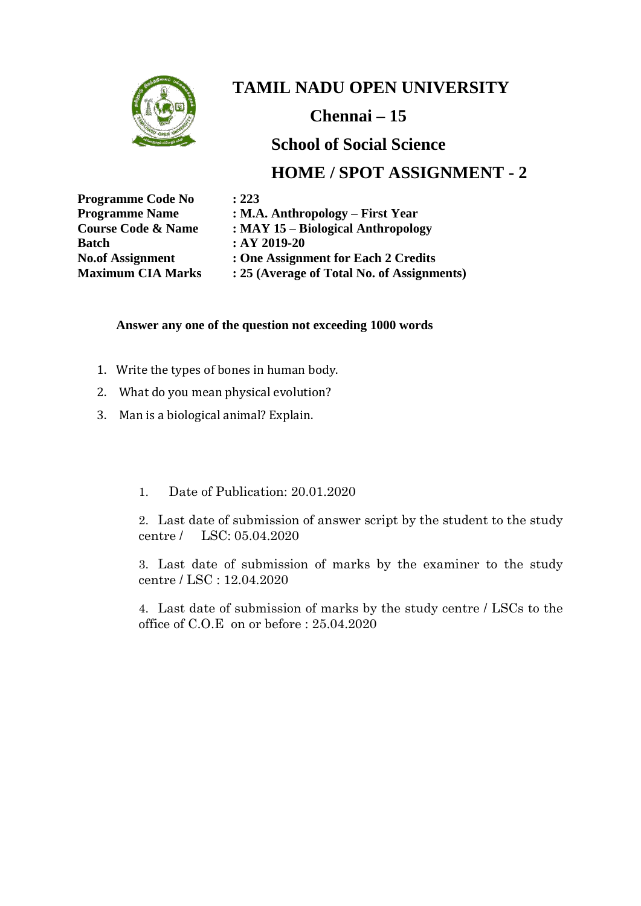# TAMIL NADU OPEN UNIVERSITY

## Chennai – 15

## School of Social Science

## HOME / SPOT ASSIGNMENT - 2

| | |
|---|---|
| **Programme Code No** | **: 223** |
| **Programme Name** | **: M.A. Anthropology – First Year** |
| **Course Code & Name** | **: MAY 15 – Biological Anthropology** |
| **Batch** | **: AY 2019-20** |
| **No.of Assignment** | **: One Assignment for Each 2 Credits** |
| **Maximum CIA Marks** | **: 25 (Average of Total No. of Assignments)** |

**Answer any one of the question not exceeding 1000 words**

1. Write the types of bones in human body.
2. What do you mean physical evolution?
3. Man is a biological animal? Explain.

1. Date of Publication: 20.01.2020
2. Last date of submission of answer script by the student to the study centre / LSC: 05.04.2020
3. Last date of submission of marks by the examiner to the study centre / LSC : 12.04.2020
4. Last date of submission of marks by the study centre / LSCs to the office of C.O.E on or before : 25.04.2020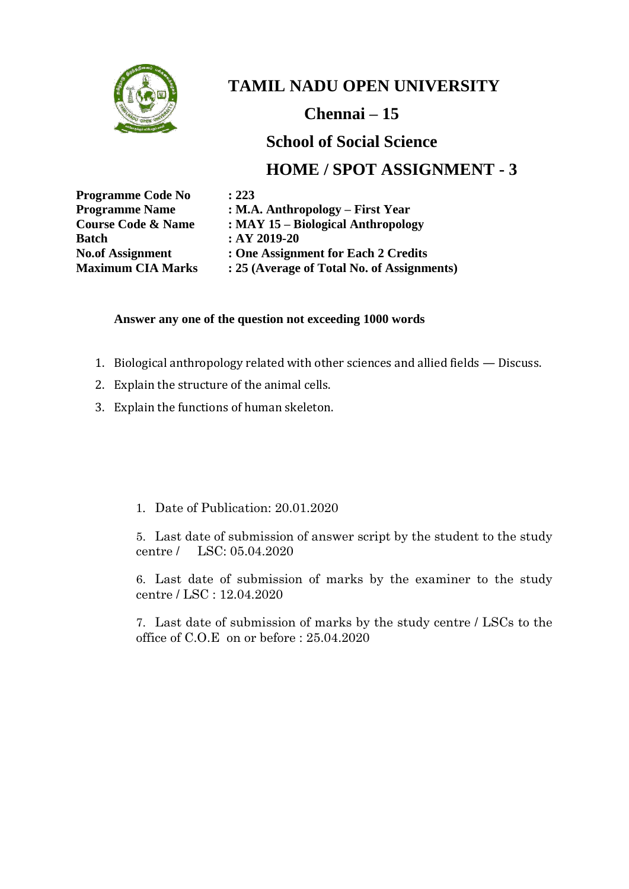# TAMIL NADU OPEN UNIVERSITY

## Chennai – 15

## School of Social Science

## HOME / SPOT ASSIGNMENT - 3

| | |
|---|---|
| **Programme Code No** | **: 223** |
| **Programme Name** | **: M.A. Anthropology – First Year** |
| **Course Code & Name** | **: MAY 15 – Biological Anthropology** |
| **Batch** | **: AY 2019-20** |
| **No.of Assignment** | **: One Assignment for Each 2 Credits** |
| **Maximum CIA Marks** | **: 25 (Average of Total No. of Assignments)** |

**Answer any one of the question not exceeding 1000 words**

1. Biological anthropology related with other sciences and allied fields — Discuss.
2. Explain the structure of the animal cells.
3. Explain the functions of human skeleton.

1. Date of Publication: 20.01.2020

5. Last date of submission of answer script by the student to the study centre / LSC: 05.04.2020

6. Last date of submission of marks by the examiner to the study centre / LSC : 12.04.2020

7. Last date of submission of marks by the study centre / LSCs to the office of C.O.E on or before : 25.04.2020